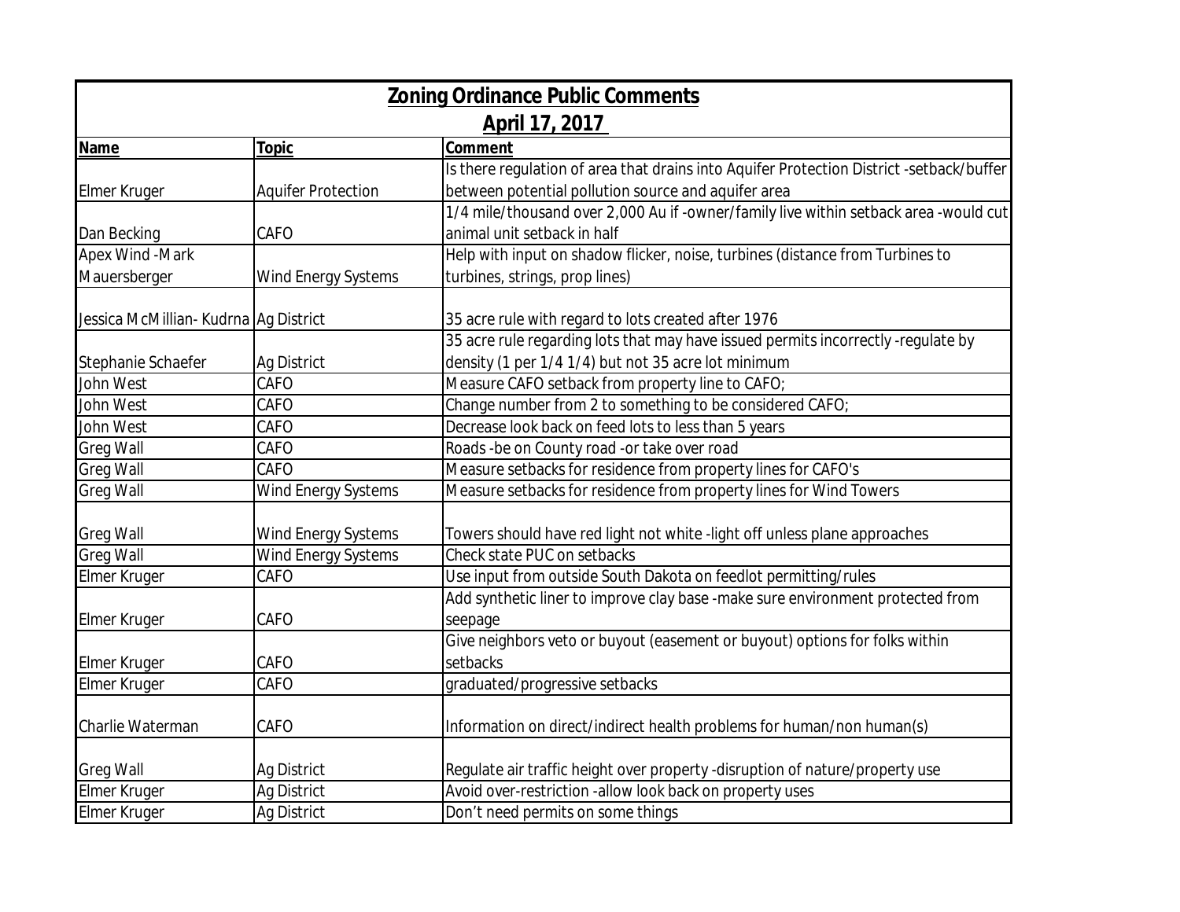# Zoning Ordinance Public Comments

## April 17, 2017

| Name | Topic | Comment |
|---|---|---|
| Elmer Kruger | Aquifer Protection | Is there regulation of area that drains into Aquifer Protection District -setback/buffer between potential pollution source and aquifer area |
| Dan Becking | CAFO | 1/4 mile/thousand over 2,000 Au if -owner/family live within setback area -would cut animal unit setback in half |
| Apex Wind -Mark Mauersberger | Wind Energy Systems | Help with input on shadow flicker, noise, turbines (distance from Turbines to turbines, strings, prop lines) |
| Jessica McMillian- Kudrna | Ag District | 35 acre rule with regard to lots created after 1976 |
| Stephanie Schaefer | Ag District | 35 acre rule regarding lots that may have issued permits incorrectly -regulate by density (1 per 1/4 1/4) but not 35 acre lot minimum |
| John West | CAFO | Measure CAFO setback from property line to CAFO; |
| John West | CAFO | Change number from 2 to something to be considered CAFO; |
| John West | CAFO | Decrease look back on feed lots to less than 5 years |
| Greg Wall | CAFO | Roads -be on County road -or take over road |
| Greg Wall | CAFO | Measure setbacks for residence from property lines for CAFO's |
| Greg Wall | Wind Energy Systems | Measure setbacks for residence from property lines for Wind Towers |
| Greg Wall | Wind Energy Systems | Towers should have red light not white -light off unless plane approaches |
| Greg Wall | Wind Energy Systems | Check state PUC on setbacks |
| Elmer Kruger | CAFO | Use input from outside South Dakota on feedlot permitting/rules |
| Elmer Kruger | CAFO | Add synthetic liner to improve clay base -make sure environment protected from seepage |
| Elmer Kruger | CAFO | Give neighbors veto or buyout (easement or buyout) options for folks within setbacks |
| Elmer Kruger | CAFO | graduated/progressive setbacks |
| Charlie Waterman | CAFO | Information on direct/indirect health problems for human/non human(s) |
| Greg Wall | Ag District | Regulate air traffic height over property -disruption of nature/property use |
| Elmer Kruger | Ag District | Avoid over-restriction -allow look back on property uses |
| Elmer Kruger | Ag District | Don't need permits on some things |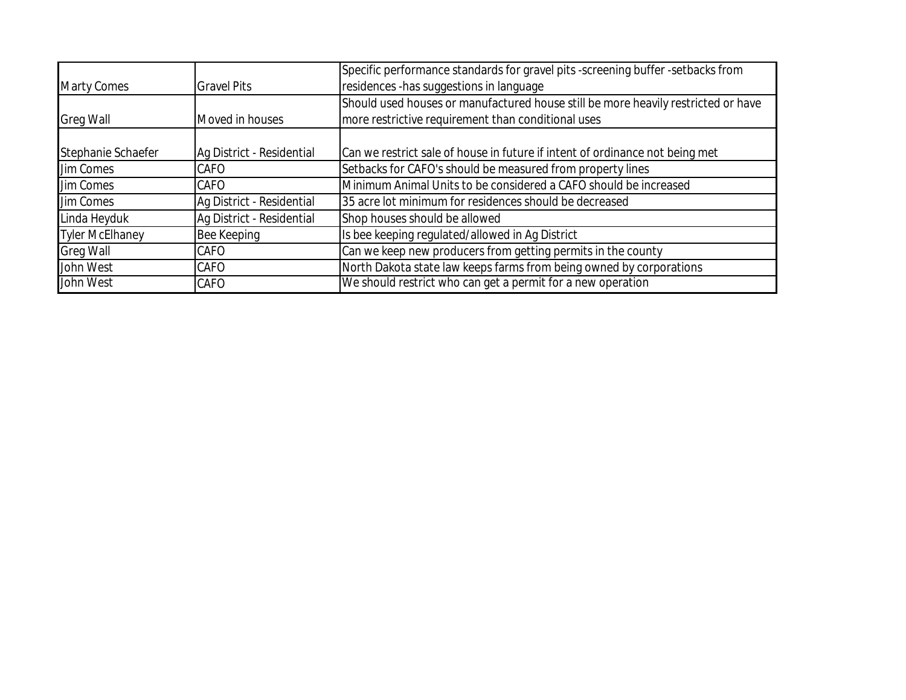| | | |
|---|---|---|
| Marty Comes | Gravel Pits | Specific performance standards for gravel pits -screening buffer -setbacks from residences -has suggestions in language |
| Greg Wall | Moved in houses | Should used houses or manufactured house still be more heavily restricted or have more restrictive requirement than conditional uses |
| Stephanie Schaefer | Ag District - Residential | Can we restrict sale of house in future if intent of ordinance not being met |
| Jim Comes | CAFO | Setbacks for CAFO's should be measured from property lines |
| Jim Comes | CAFO | Minimum Animal Units to be considered a CAFO should be increased |
| Jim Comes | Ag District - Residential | 35 acre lot minimum for residences should be decreased |
| Linda Heyduk | Ag District - Residential | Shop houses should be allowed |
| Tyler McElhaney | Bee Keeping | Is bee keeping regulated/allowed in Ag District |
| Greg Wall | CAFO | Can we keep new producers from getting permits in the county |
| John West | CAFO | North Dakota state law keeps farms from being owned by corporations |
| John West | CAFO | We should restrict who can get a permit for a new operation |